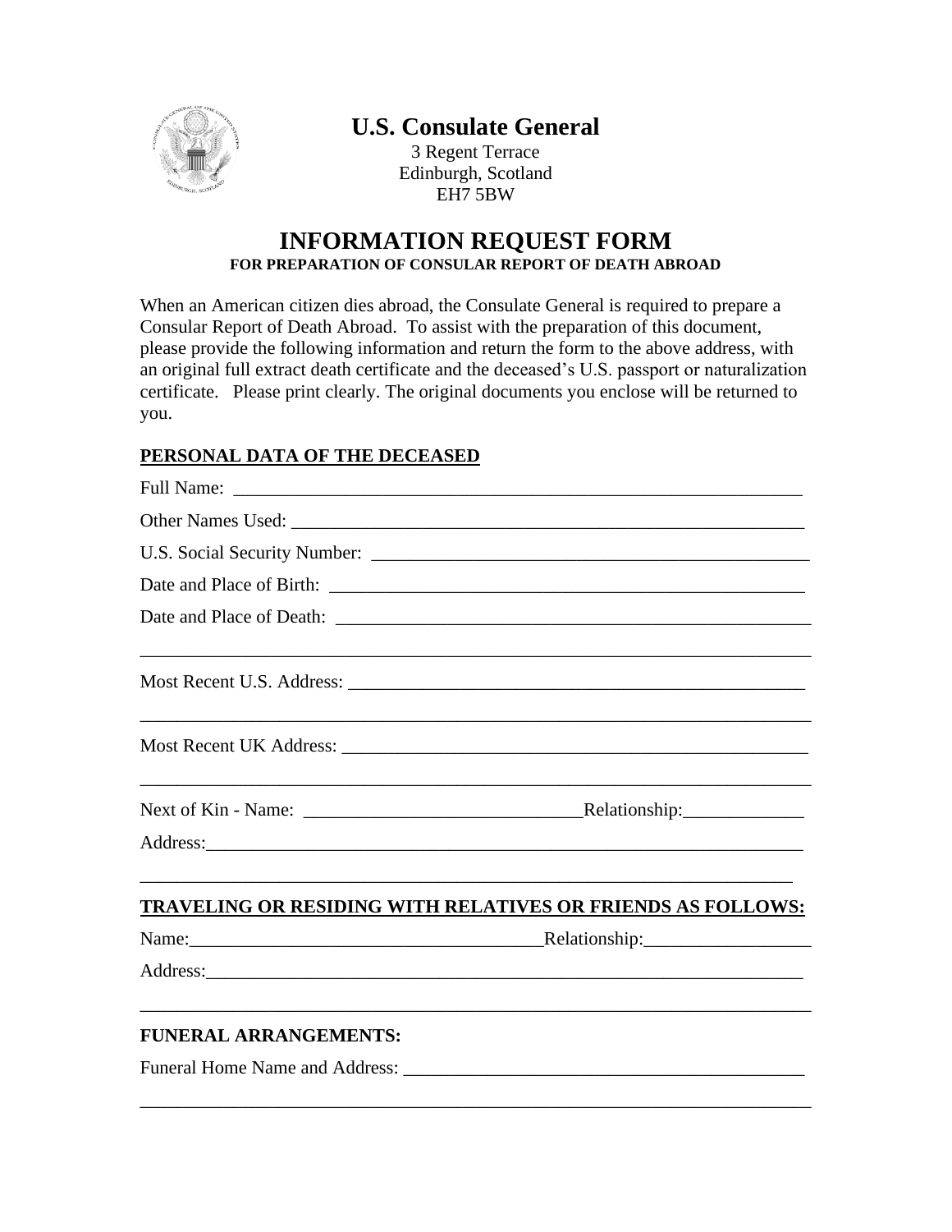# U.S. Consulate General

3 Regent Terrace
Edinburgh, Scotland
EH7 5BW

## INFORMATION REQUEST FORM

**FOR PREPARATION OF CONSULAR REPORT OF DEATH ABROAD**

When an American citizen dies abroad, the Consulate General is required to prepare a Consular Report of Death Abroad. To assist with the preparation of this document, please provide the following information and return the form to the above address, with an original full extract death certificate and the deceased's U.S. passport or naturalization certificate. Please print clearly. The original documents you enclose will be returned to you.

**PERSONAL DATA OF THE DECEASED**

Full Name: ____________________________________________________________

Other Names Used: ______________________________________________________

U.S. Social Security Number: ____________________________________________

Date and Place of Birth: _________________________________________________

Date and Place of Death: _________________________________________________

_______________________________________________________________________

Most Recent U.S. Address: ________________________________________________

_______________________________________________________________________

Most Recent UK Address: _________________________________________________

_______________________________________________________________________

Next of Kin - Name: ____________________________ Relationship: _____________

Address: _______________________________________________________________

_______________________________________________________________________

**TRAVELING OR RESIDING WITH RELATIVES OR FRIENDS AS FOLLOWS:**

Name: ___________________________________ Relationship: _________________

Address: _______________________________________________________________

_______________________________________________________________________

**FUNERAL ARRANGEMENTS:**

Funeral Home Name and Address: __________________________________________

_______________________________________________________________________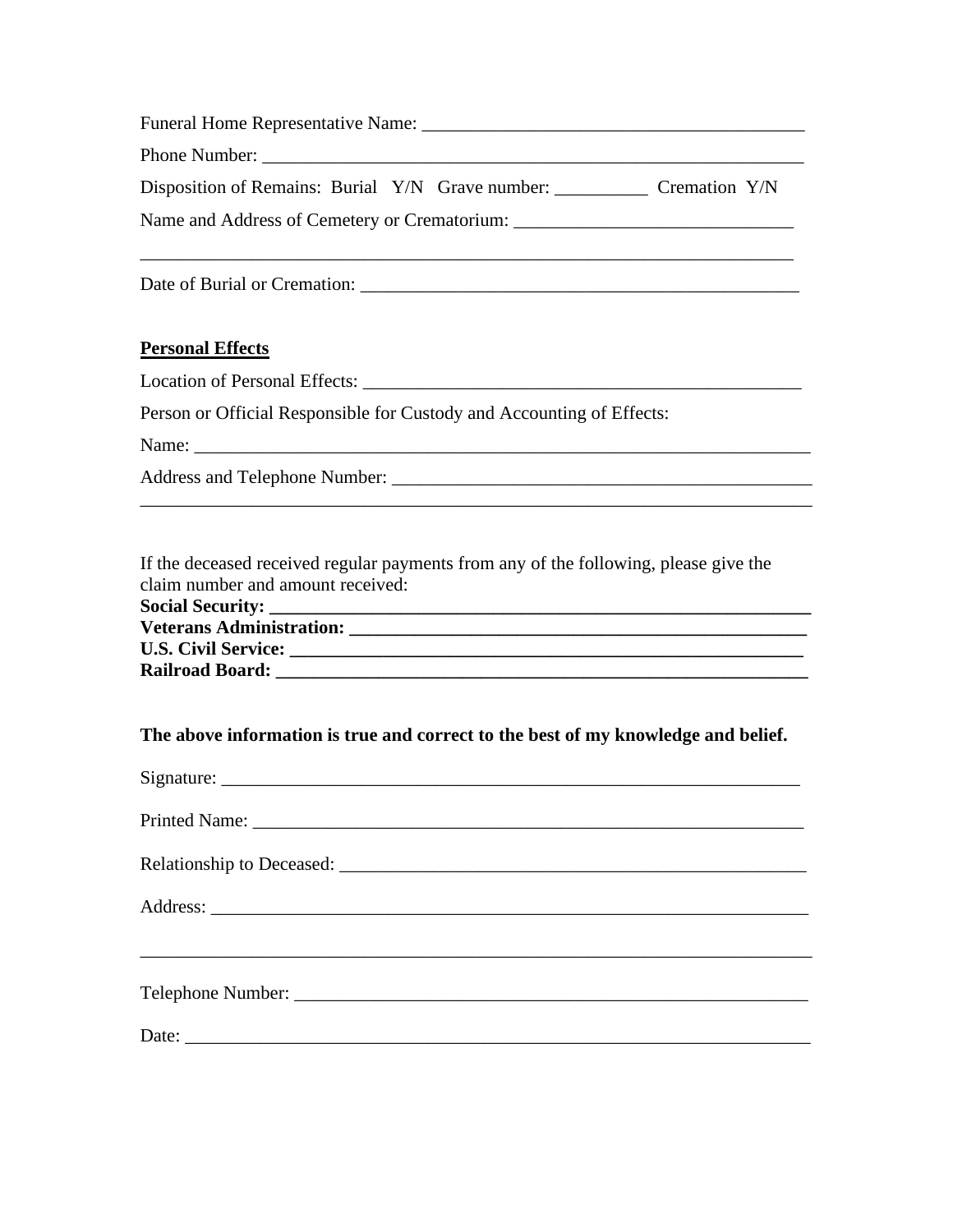Funeral Home Representative Name: ________________________________________

Phone Number: ___________________________________________________________

Disposition of Remains: Burial Y/N Grave number: __________ Cremation Y/N

Name and Address of Cemetery or Crematorium: ______________________________

_________________________________________________________________________

Date of Burial or Cremation: ________________________________________________

**Personal Effects**

Location of Personal Effects: ________________________________________________

Person or Official Responsible for Custody and Accounting of Effects:

Name: ___________________________________________________________________

Address and Telephone Number: ______________________________________________

_________________________________________________________________________

If the deceased received regular payments from any of the following, please give the claim number and amount received:

**Social Security: ___________________________________________________________**

**Veterans Administration: ___________________________________________________**

**U.S. Civil Service: ________________________________________________________**

**Railroad Board: ___________________________________________________________**

**The above information is true and correct to the best of my knowledge and belief.**

Signature: _______________________________________________________________

Printed Name: ____________________________________________________________

Relationship to Deceased: __________________________________________________

Address: _________________________________________________________________

_________________________________________________________________________

Telephone Number: ________________________________________________________

Date: ____________________________________________________________________